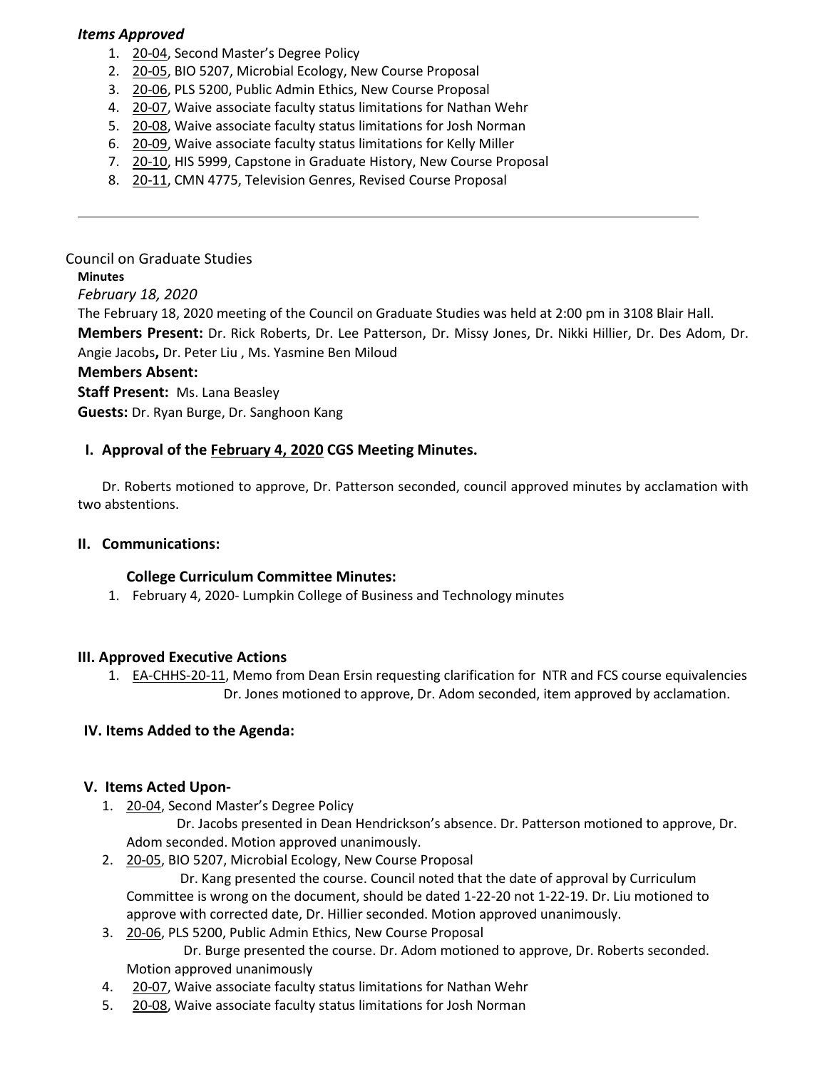***Items Approved***

1. 20-04, Second Master's Degree Policy
2. 20-05, BIO 5207, Microbial Ecology, New Course Proposal
3. 20-06, PLS 5200, Public Admin Ethics, New Course Proposal
4. 20-07, Waive associate faculty status limitations for Nathan Wehr
5. 20-08, Waive associate faculty status limitations for Josh Norman
6. 20-09, Waive associate faculty status limitations for Kelly Miller
7. 20-10, HIS 5999, Capstone in Graduate History, New Course Proposal
8. 20-11, CMN 4775, Television Genres, Revised Course Proposal

---

Council on Graduate Studies

**Minutes**

*February 18, 2020*

The February 18, 2020 meeting of the Council on Graduate Studies was held at 2:00 pm in 3108 Blair Hall.

**Members Present:** Dr. Rick Roberts, Dr. Lee Patterson, Dr. Missy Jones, Dr. Nikki Hillier, Dr. Des Adom, Dr. Angie Jacobs**,** Dr. Peter Liu , Ms. Yasmine Ben Miloud

**Members Absent:**

**Staff Present:** Ms. Lana Beasley

**Guests:** Dr. Ryan Burge, Dr. Sanghoon Kang

## I. Approval of the February 4, 2020 CGS Meeting Minutes.

Dr. Roberts motioned to approve, Dr. Patterson seconded, council approved minutes by acclamation with two abstentions.

## II. Communications:

**College Curriculum Committee Minutes:**

1. February 4, 2020- Lumpkin College of Business and Technology minutes

## III. Approved Executive Actions

1. EA-CHHS-20-11, Memo from Dean Ersin requesting clarification for NTR and FCS course equivalencies
   Dr. Jones motioned to approve, Dr. Adom seconded, item approved by acclamation.

## IV. Items Added to the Agenda:

## V. Items Acted Upon-

1. 20-04, Second Master's Degree Policy
   Dr. Jacobs presented in Dean Hendrickson's absence. Dr. Patterson motioned to approve, Dr. Adom seconded. Motion approved unanimously.
2. 20-05, BIO 5207, Microbial Ecology, New Course Proposal
   Dr. Kang presented the course. Council noted that the date of approval by Curriculum Committee is wrong on the document, should be dated 1-22-20 not 1-22-19. Dr. Liu motioned to approve with corrected date, Dr. Hillier seconded. Motion approved unanimously.
3. 20-06, PLS 5200, Public Admin Ethics, New Course Proposal
   Dr. Burge presented the course. Dr. Adom motioned to approve, Dr. Roberts seconded. Motion approved unanimously
4. 20-07, Waive associate faculty status limitations for Nathan Wehr
5. 20-08, Waive associate faculty status limitations for Josh Norman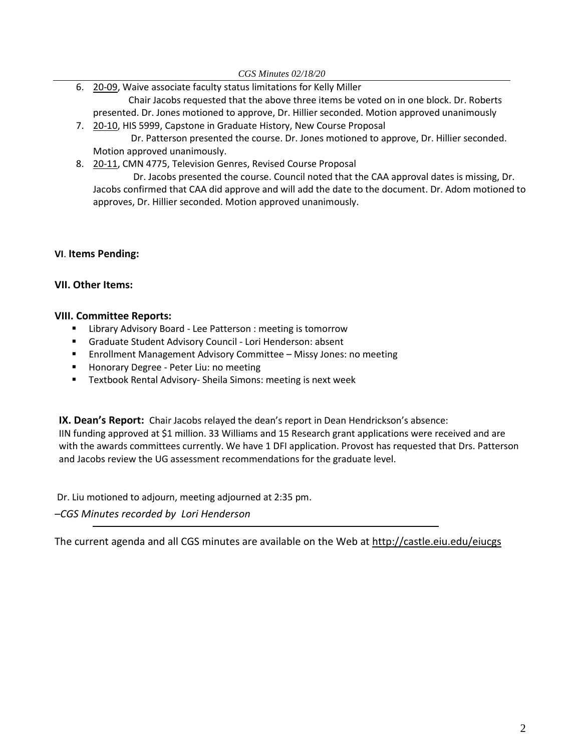6. 20-09, Waive associate faculty status limitations for Kelly Miller

   Chair Jacobs requested that the above three items be voted on in one block. Dr. Roberts presented. Dr. Jones motioned to approve, Dr. Hillier seconded. Motion approved unanimously

7. 20-10, HIS 5999, Capstone in Graduate History, New Course Proposal

   Dr. Patterson presented the course. Dr. Jones motioned to approve, Dr. Hillier seconded. Motion approved unanimously.

8. 20-11, CMN 4775, Television Genres, Revised Course Proposal

   Dr. Jacobs presented the course. Council noted that the CAA approval dates is missing, Dr. Jacobs confirmed that CAA did approve and will add the date to the document. Dr. Adom motioned to approves, Dr. Hillier seconded. Motion approved unanimously.

## VI. Items Pending:

## VII. Other Items:

## VIII. Committee Reports:

- Library Advisory Board - Lee Patterson : meeting is tomorrow
- Graduate Student Advisory Council - Lori Henderson: absent
- Enrollment Management Advisory Committee – Missy Jones: no meeting
- Honorary Degree - Peter Liu: no meeting
- Textbook Rental Advisory- Sheila Simons: meeting is next week

**IX. Dean's Report:** Chair Jacobs relayed the dean's report in Dean Hendrickson's absence: IIN funding approved at $1 million. 33 Williams and 15 Research grant applications were received and are with the awards committees currently. We have 1 DFI application. Provost has requested that Drs. Patterson and Jacobs review the UG assessment recommendations for the graduate level.

Dr. Liu motioned to adjourn, meeting adjourned at 2:35 pm.

*–CGS Minutes recorded by Lori Henderson*

The current agenda and all CGS minutes are available on the Web at http://castle.eiu.edu/eiucgs